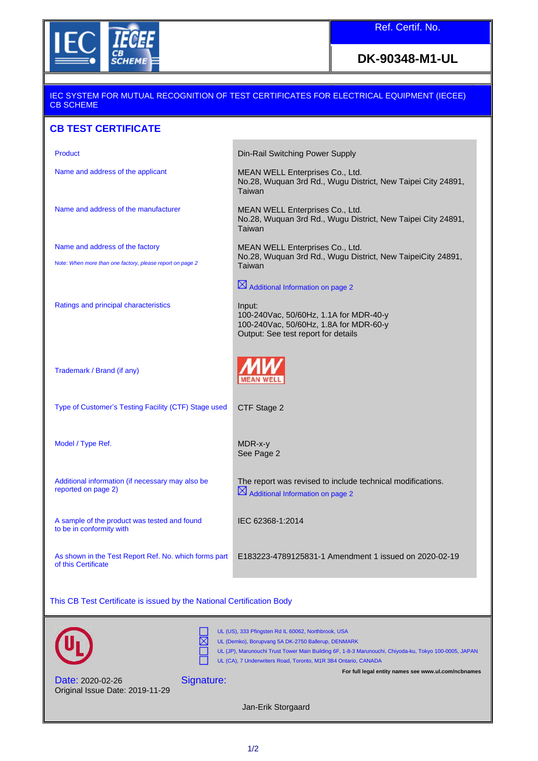**Ref. Certif. No.**

**DK-90348-M1-UL**

IEC SYSTEM FOR MUTUAL RECOGNITION OF TEST CERTIFICATES FOR ELECTRICAL EQUIPMENT (IECEE) CB SCHEME

## CB TEST CERTIFICATE

| | |
|---|---|
| Product | Din-Rail Switching Power Supply |
| Name and address of the applicant | MEAN WELL Enterprises Co., Ltd.<br>No.28, Wuquan 3rd Rd., Wugu District, New Taipei City 24891, Taiwan |
| Name and address of the manufacturer | MEAN WELL Enterprises Co., Ltd.<br>No.28, Wuquan 3rd Rd., Wugu District, New Taipei City 24891, Taiwan |
| Name and address of the factory<br>*Note: When more than one factory, please report on page 2* | MEAN WELL Enterprises Co., Ltd.<br>No.28, Wuquan 3rd Rd., Wugu District, New TaipeiCity 24891, Taiwan<br>☒ Additional Information on page 2 |
| Ratings and principal characteristics | Input:<br>100-240Vac, 50/60Hz, 1.1A for MDR-40-y<br>100-240Vac, 50/60Hz, 1.8A for MDR-60-y<br>Output: See test report for details |
| Trademark / Brand (if any) | MW MEAN WELL |
| Type of Customer's Testing Facility (CTF) Stage used | CTF Stage 2 |
| Model / Type Ref. | MDR-x-y<br>See Page 2 |
| Additional information (if necessary may also be reported on page 2) | The report was revised to include technical modifications.<br>☒ Additional Information on page 2 |
| A sample of the product was tested and found to be in conformity with | IEC 62368-1:2014 |
| As shown in the Test Report Ref. No. which forms part of this Certificate | E183223-4789125831-1 Amendment 1 issued on 2020-02-19 |

This CB Test Certificate is issued by the National Certification Body

- ☐ UL (US), 333 Pfingsten Rd IL 60062, Northbrook, USA
- ☒ UL (Demko), Borupvang 5A DK-2750 Ballerup, DENMARK
- ☐ UL (JP), Marunouchi Trust Tower Main Building 6F, 1-8-3 Marunouchi, Chiyoda-ku, Tokyo 100-0005, JAPAN
- ☐ UL (CA), 7 Underwriters Road, Toronto, M1R 3B4 Ontario, CANADA

**For full legal entity names see www.ul.com/ncbnames**

Date: 2020-02-26
Original Issue Date: 2019-11-29

Signature:

Jan-Erik Storgaard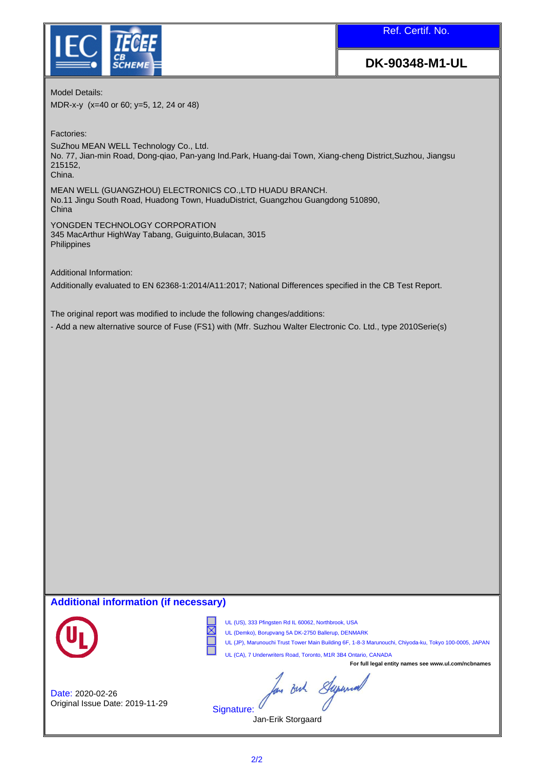Ref. Certif. No.

**DK-90348-M1-UL**

Model Details:

MDR-x-y (x=40 or 60; y=5, 12, 24 or 48)

Factories:

SuZhou MEAN WELL Technology Co., Ltd.
No. 77, Jian-min Road, Dong-qiao, Pan-yang Ind.Park, Huang-dai Town, Xiang-cheng District,Suzhou, Jiangsu 215152,
China.

MEAN WELL (GUANGZHOU) ELECTRONICS CO.,LTD HUADU BRANCH.
No.11 Jingu South Road, Huadong Town, HuaduDistrict, Guangzhou Guangdong 510890,
China

YONGDEN TECHNOLOGY CORPORATION
345 MacArthur HighWay Tabang, Guiguinto,Bulacan, 3015
Philippines

Additional Information:

Additionally evaluated to EN 62368-1:2014/A11:2017; National Differences specified in the CB Test Report.

The original report was modified to include the following changes/additions:

- Add a new alternative source of Fuse (FS1) with (Mfr. Suzhou Walter Electronic Co. Ltd., type 2010Serie(s)

## Additional information (if necessary)

- ☐ UL (US), 333 Pfingsten Rd IL 60062, Northbrook, USA
- ☒ UL (Demko), Borupvang 5A DK-2750 Ballerup, DENMARK
- ☐ UL (JP), Marunouchi Trust Tower Main Building 6F, 1-8-3 Marunouchi, Chiyoda-ku, Tokyo 100-0005, JAPAN
- ☐ UL (CA), 7 Underwriters Road, Toronto, M1R 3B4 Ontario, CANADA

**For full legal entity names see www.ul.com/ncbnames**

Date: 2020-02-26
Original Issue Date: 2019-11-29

Signature:
Jan-Erik Storgaard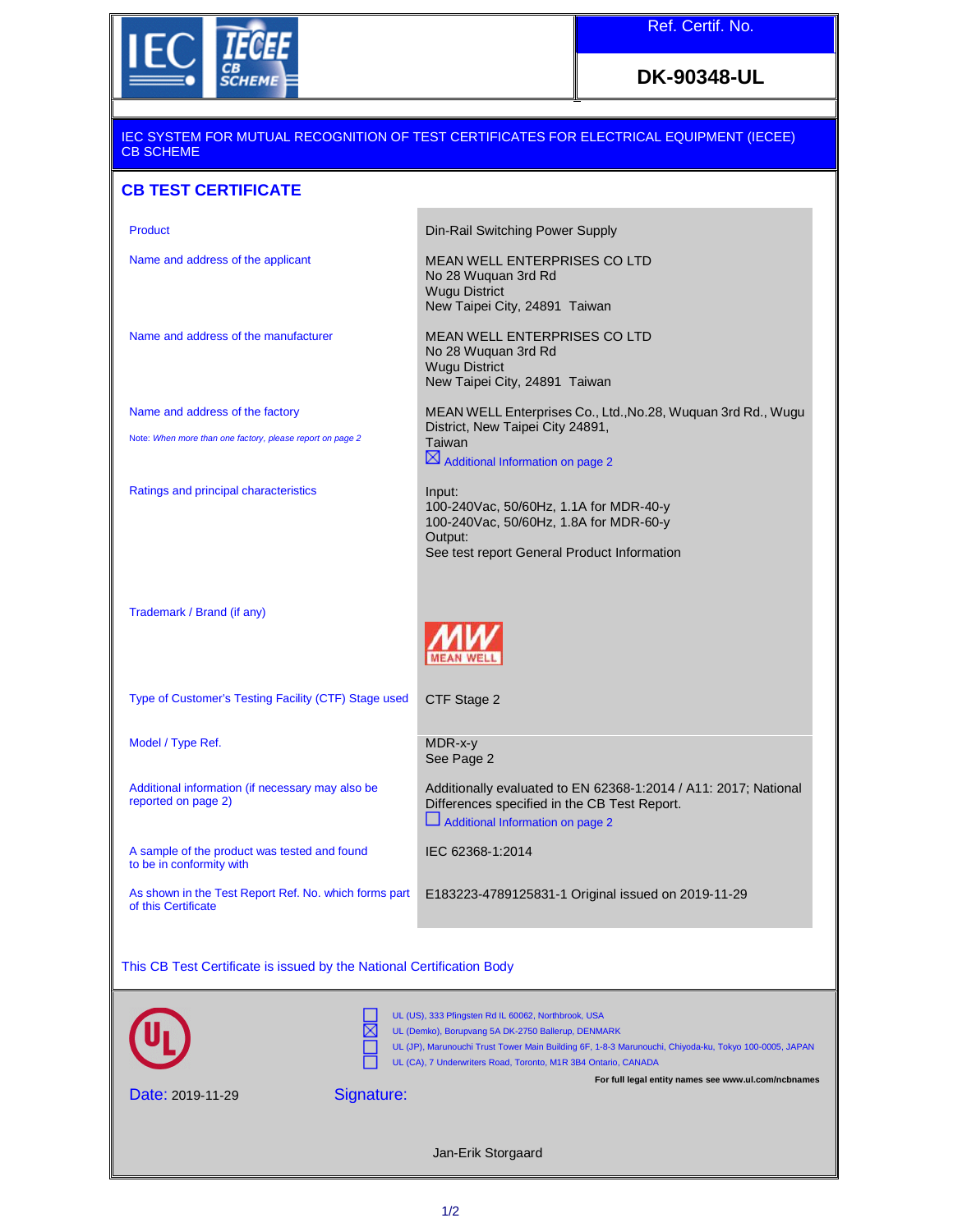IEC IECEE CB SCHEME

| Ref. Certif. No. |
| --- |
| **DK-90348-UL** |

IEC SYSTEM FOR MUTUAL RECOGNITION OF TEST CERTIFICATES FOR ELECTRICAL EQUIPMENT (IECEE) CB SCHEME

## CB TEST CERTIFICATE

| | |
| --- | --- |
| Product | Din-Rail Switching Power Supply |
| Name and address of the applicant | MEAN WELL ENTERPRISES CO LTD<br>No 28 Wuquan 3rd Rd<br>Wugu District<br>New Taipei City, 24891 Taiwan |
| Name and address of the manufacturer | MEAN WELL ENTERPRISES CO LTD<br>No 28 Wuquan 3rd Rd<br>Wugu District<br>New Taipei City, 24891 Taiwan |
| Name and address of the factory<br><br>Note: *When more than one factory, please report on page 2* | MEAN WELL Enterprises Co., Ltd.,No.28, Wuquan 3rd Rd., Wugu District, New Taipei City 24891, Taiwan<br>☒ Additional Information on page 2 |
| Ratings and principal characteristics | Input:<br>100-240Vac, 50/60Hz, 1.1A for MDR-40-y<br>100-240Vac, 50/60Hz, 1.8A for MDR-60-y<br>Output:<br>See test report General Product Information |
| Trademark / Brand (if any) | MW MEAN WELL |
| Type of Customer's Testing Facility (CTF) Stage used | CTF Stage 2 |
| Model / Type Ref. | MDR-x-y<br>See Page 2 |
| Additional information (if necessary may also be reported on page 2) | Additionally evaluated to EN 62368-1:2014 / A11: 2017; National Differences specified in the CB Test Report.<br>☐ Additional Information on page 2 |
| A sample of the product was tested and found to be in conformity with | IEC 62368-1:2014 |
| As shown in the Test Report Ref. No. which forms part of this Certificate | E183223-4789125831-1 Original issued on 2019-11-29 |

This CB Test Certificate is issued by the National Certification Body

☐ UL (US), 333 Pfingsten Rd IL 60062, Northbrook, USA
☒ UL (Demko), Borupvang 5A DK-2750 Ballerup, DENMARK
☐ UL (JP), Marunouchi Trust Tower Main Building 6F, 1-8-3 Marunouchi, Chiyoda-ku, Tokyo 100-0005, JAPAN
☐ UL (CA), 7 Underwriters Road, Toronto, M1R 3B4 Ontario, CANADA

**For full legal entity names see www.ul.com/ncbnames**

Date: 2019-11-29

Signature:

Jan-Erik Storgaard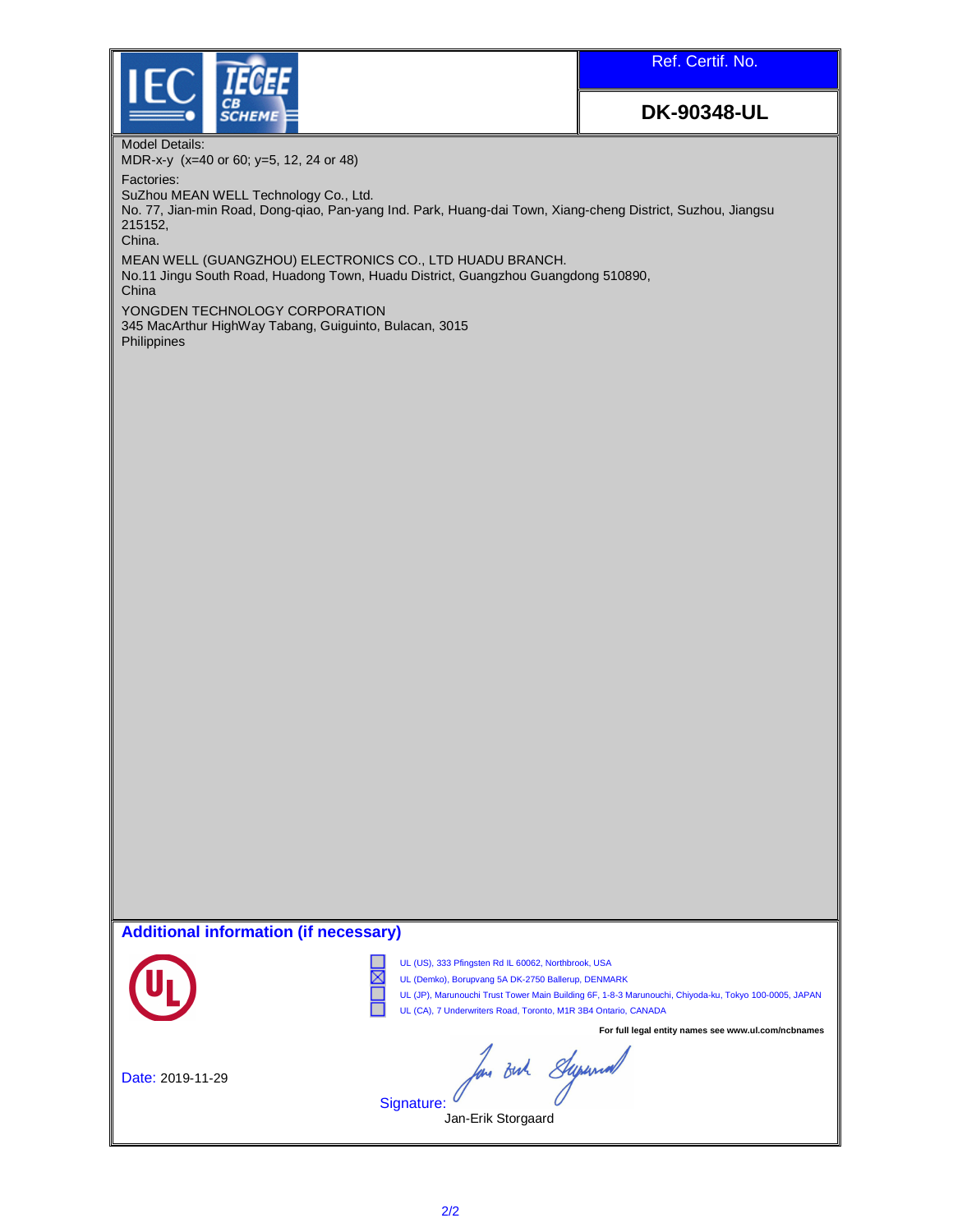Ref. Certif. No.

**DK-90348-UL**

Model Details:
MDR-x-y (x=40 or 60; y=5, 12, 24 or 48)

Factories:
SuZhou MEAN WELL Technology Co., Ltd.
No. 77, Jian-min Road, Dong-qiao, Pan-yang Ind. Park, Huang-dai Town, Xiang-cheng District, Suzhou, Jiangsu 215152,
China.

MEAN WELL (GUANGZHOU) ELECTRONICS CO., LTD HUADU BRANCH.
No.11 Jingu South Road, Huadong Town, Huadu District, Guangzhou Guangdong 510890,
China

YONGDEN TECHNOLOGY CORPORATION
345 MacArthur HighWay Tabang, Guiguinto, Bulacan, 3015
Philippines

## Additional information (if necessary)

- ☐ UL (US), 333 Pfingsten Rd IL 60062, Northbrook, USA
- ☒ UL (Demko), Borupvang 5A DK-2750 Ballerup, DENMARK
- ☐ UL (JP), Marunouchi Trust Tower Main Building 6F, 1-8-3 Marunouchi, Chiyoda-ku, Tokyo 100-0005, JAPAN
- ☐ UL (CA), 7 Underwriters Road, Toronto, M1R 3B4 Ontario, CANADA

**For full legal entity names see www.ul.com/ncbnames**

Date: 2019-11-29

Signature:
Jan-Erik Storgaard